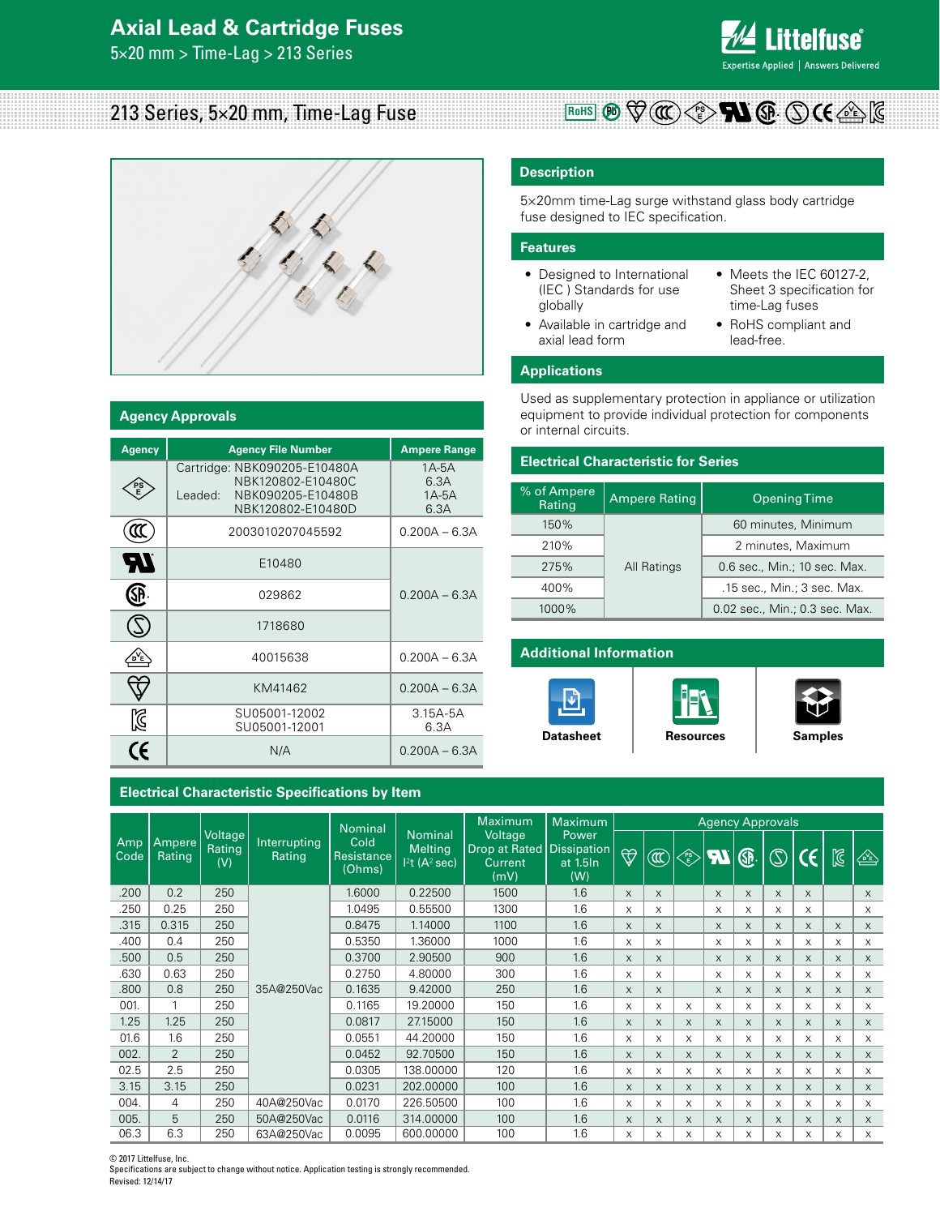# Axial Lead & Cartridge Fuses

5×20 mm > Time-Lag > 213 Series

## 213 Series, 5×20 mm, Time-Lag Fuse

## Description

5×20mm time-Lag surge withstand glass body cartridge fuse designed to IEC specification.

## Features

- Designed to International (IEC ) Standards for use globally
- Available in cartridge and axial lead form
- Meets the IEC 60127-2, Sheet 3 specification for time-Lag fuses
- RoHS compliant and lead-free.

## Applications

Used as supplementary protection in appliance or utilization equipment to provide individual protection for components or internal circuits.

## Agency Approvals

| Agency | Agency File Number | Ampere Range |
|---|---|---|
| PSE | Cartridge: NBK090205-E10480A<br>NBK120802-E10480C<br>Leaded: NBK090205-E10480B<br>NBK120802-E10480D | 1A-5A<br>6.3A<br>1A-5A<br>6.3A |
| CCC | 2003010207045592 | 0.200A – 6.3A |
| UL | E10480 | 0.200A – 6.3A |
| CSA | 029862 | 0.200A – 6.3A |
| S | 1718680 | 0.200A – 6.3A |
| VDE | 40015638 | 0.200A – 6.3A |
| BSI | KM41462 | 0.200A – 6.3A |
| KC | SU05001-12002<br>SU05001-12001 | 3.15A-5A<br>6.3A |
| CE | N/A | 0.200A – 6.3A |

## Electrical Characteristic for Series

| % of Ampere Rating | Ampere Rating | Opening Time |
|---|---|---|
| 150% | All Ratings | 60 minutes, Minimum |
| 210% | | 2 minutes, Maximum |
| 275% | | 0.6 sec., Min.; 10 sec. Max. |
| 400% | | .15 sec., Min.; 3 sec. Max. |
| 1000% | | 0.02 sec., Min.; 0.3 sec. Max. |

## Additional Information

Datasheet | Resources | Samples

## Electrical Characteristic Specifications by Item

| Amp Code | Ampere Rating | Voltage Rating (V) | Interrupting Rating | Nominal Cold Resistance (Ohms) | Nominal Melting $I^2t$ ($A^2$ sec) | Maximum Voltage Drop at Rated Current (mV) | Maximum Power Dissipation at 1.5In (W) | Agency Approvals | | | | | | | | |
|---|---|---|---|---|---|---|---|---|---|---|---|---|---|---|---|---|
| | | | | | | | | BSI | CCC | PSE | UL | CSA | S | CE | KC | VDE |
| .200 | 0.2 | 250 | 35A@250Vac | 1.6000 | 0.22500 | 1500 | 1.6 | x | x | | x | x | x | x | | x |
| .250 | 0.25 | 250 | 35A@250Vac | 1.0495 | 0.55500 | 1300 | 1.6 | x | x | | x | x | x | x | | x |
| .315 | 0.315 | 250 | 35A@250Vac | 0.8475 | 1.14000 | 1100 | 1.6 | x | x | | x | x | x | x | x | x |
| .400 | 0.4 | 250 | 35A@250Vac | 0.5350 | 1.36000 | 1000 | 1.6 | x | x | | x | x | x | x | x | x |
| .500 | 0.5 | 250 | 35A@250Vac | 0.3700 | 2.90500 | 900 | 1.6 | x | x | | x | x | x | x | x | x |
| .630 | 0.63 | 250 | 35A@250Vac | 0.2750 | 4.80000 | 300 | 1.6 | x | x | | x | x | x | x | x | x |
| .800 | 0.8 | 250 | 35A@250Vac | 0.1635 | 9.42000 | 250 | 1.6 | x | x | | x | x | x | x | x | x |
| 001. | 1 | 250 | 35A@250Vac | 0.1165 | 19.20000 | 150 | 1.6 | x | x | x | x | x | x | x | x | x |
| 1.25 | 1.25 | 250 | 35A@250Vac | 0.0817 | 27.15000 | 150 | 1.6 | x | x | x | x | x | x | x | x | x |
| 01.6 | 1.6 | 250 | 35A@250Vac | 0.0551 | 44.20000 | 150 | 1.6 | x | x | x | x | x | x | x | x | x |
| 002. | 2 | 250 | 35A@250Vac | 0.0452 | 92.70500 | 150 | 1.6 | x | x | x | x | x | x | x | x | x |
| 02.5 | 2.5 | 250 | 35A@250Vac | 0.0305 | 138.00000 | 120 | 1.6 | x | x | x | x | x | x | x | x | x |
| 3.15 | 3.15 | 250 | 35A@250Vac | 0.0231 | 202.00000 | 100 | 1.6 | x | x | x | x | x | x | x | x | x |
| 004. | 4 | 250 | 40A@250Vac | 0.0170 | 226.50500 | 100 | 1.6 | x | x | x | x | x | x | x | x | x |
| 005. | 5 | 250 | 50A@250Vac | 0.0116 | 314.00000 | 100 | 1.6 | x | x | x | x | x | x | x | x | x |
| 06.3 | 6.3 | 250 | 63A@250Vac | 0.0095 | 600.00000 | 100 | 1.6 | x | x | x | x | x | x | x | x | x |

© 2017 Littelfuse, Inc.
Specifications are subject to change without notice. Application testing is strongly recommended.
Revised: 12/14/17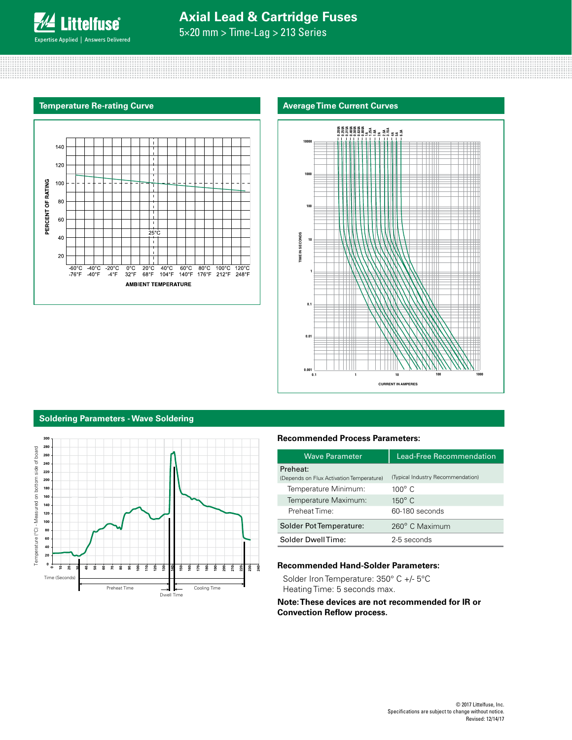## Temperature Re-rating Curve

## Average Time Current Curves

## Soldering Parameters - Wave Soldering

### Recommended Process Parameters:

| Wave Parameter | Lead-Free Recommendation |
|---|---|
| Preheat: (Depends on Flux Activation Temperature) | (Typical Industry Recommendation) |
| Temperature Minimum: | 100° C |
| Temperature Maximum: | 150° C |
| Preheat Time: | 60-180 seconds |
| Solder Pot Temperature: | 260° C Maximum |
| Solder Dwell Time: | 2-5 seconds |

### Recommended Hand-Solder Parameters:

Solder Iron Temperature: 350° C +/- 5°C
Heating Time: 5 seconds max.

**Note: These devices are not recommended for IR or Convection Reflow process.**

© 2017 Littelfuse, Inc.
Specifications are subject to change without notice.
Revised: 12/14/17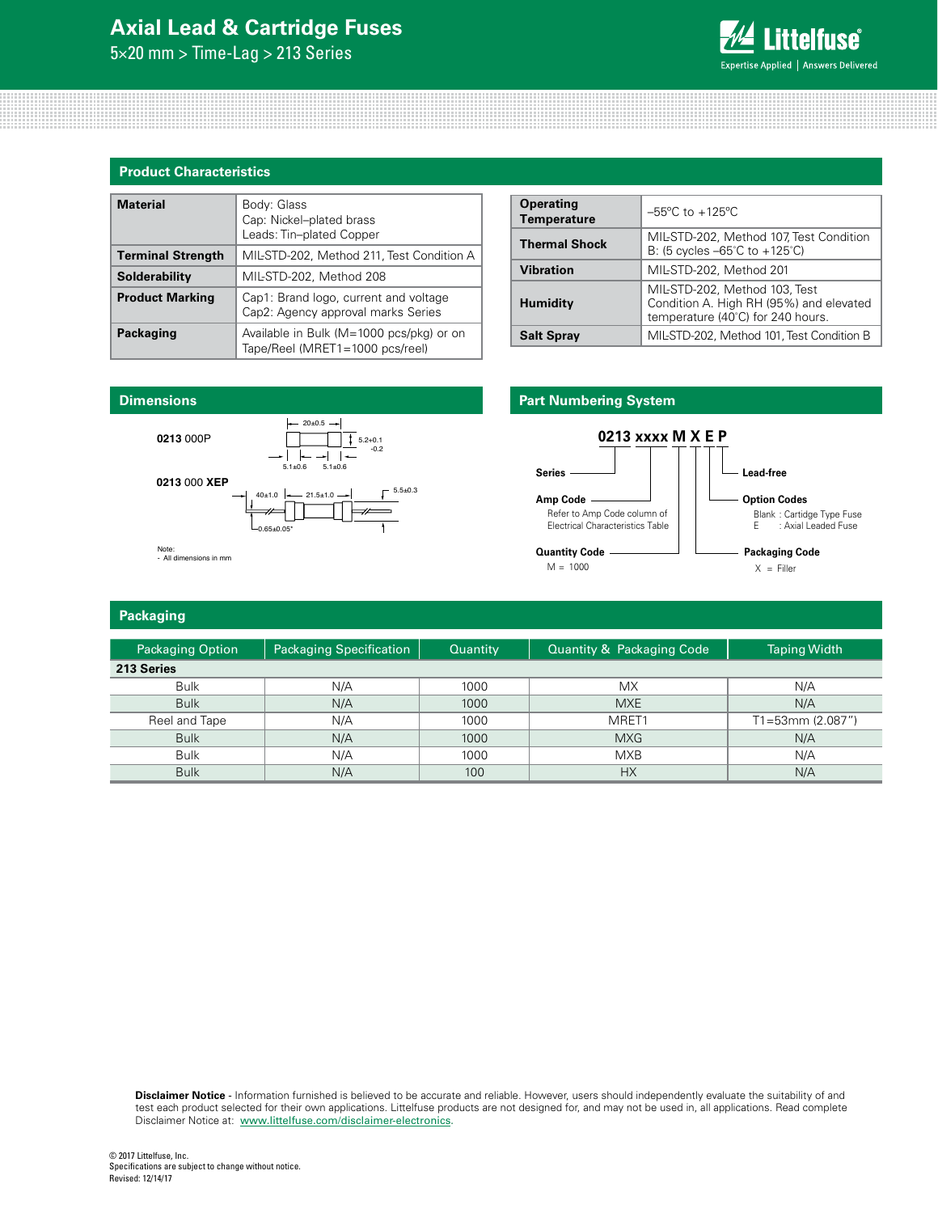## Product Characteristics

| | |
|---|---|
| **Material** | Body: Glass<br>Cap: Nickel–plated brass<br>Leads: Tin–plated Copper |
| **Terminal Strength** | MIL-STD-202, Method 211, Test Condition A |
| **Solderability** | MIL-STD-202, Method 208 |
| **Product Marking** | Cap1: Brand logo, current and voltage<br>Cap2: Agency approval marks Series |
| **Packaging** | Available in Bulk (M=1000 pcs/pkg) or on Tape/Reel (MRET1=1000 pcs/reel) |

| | |
|---|---|
| **Operating Temperature** | –55ºC to +125ºC |
| **Thermal Shock** | MIL-STD-202, Method 107, Test Condition B: (5 cycles –65˚C to +125˚C) |
| **Vibration** | MIL-STD-202, Method 201 |
| **Humidity** | MIL-STD-202, Method 103, Test Condition A. High RH (95%) and elevated temperature (40˚C) for 240 hours. |
| **Salt Spray** | MIL-STD-202, Method 101, Test Condition B |

## Dimensions

**0213** 000P

20±0.5
5.2+0.1 -0.2
5.1±0.6
5.1±0.6

**0213** 000 **XEP**

40±1.0
21.5±1.0
5.5±0.3
0.65±0.05*

Note:
- All dimensions in mm

## Part Numbering System

**0213 xxxx M X E P**

**Series**

**Amp Code**
Refer to Amp Code column of Electrical Characteristics Table

**Quantity Code**
M = 1000

**Lead-free**

**Option Codes**
Blank : Cartridge Type Fuse
E : Axial Leaded Fuse

**Packaging Code**
X = Filler

## Packaging

| Packaging Option | Packaging Specification | Quantity | Quantity & Packaging Code | Taping Width |
|---|---|---|---|---|
| **213 Series** | | | | |
| Bulk | N/A | 1000 | MX | N/A |
| Bulk | N/A | 1000 | MXE | N/A |
| Reel and Tape | N/A | 1000 | MRET1 | T1=53mm (2.087") |
| Bulk | N/A | 1000 | MXG | N/A |
| Bulk | N/A | 1000 | MXB | N/A |
| Bulk | N/A | 100 | HX | N/A |

**Disclaimer Notice** - Information furnished is believed to be accurate and reliable. However, users should independently evaluate the suitability of and test each product selected for their own applications. Littelfuse products are not designed for, and may not be used in, all applications. Read complete Disclaimer Notice at: www.littelfuse.com/disclaimer-electronics.

© 2017 Littelfuse, Inc.
Specifications are subject to change without notice.
Revised: 12/14/17